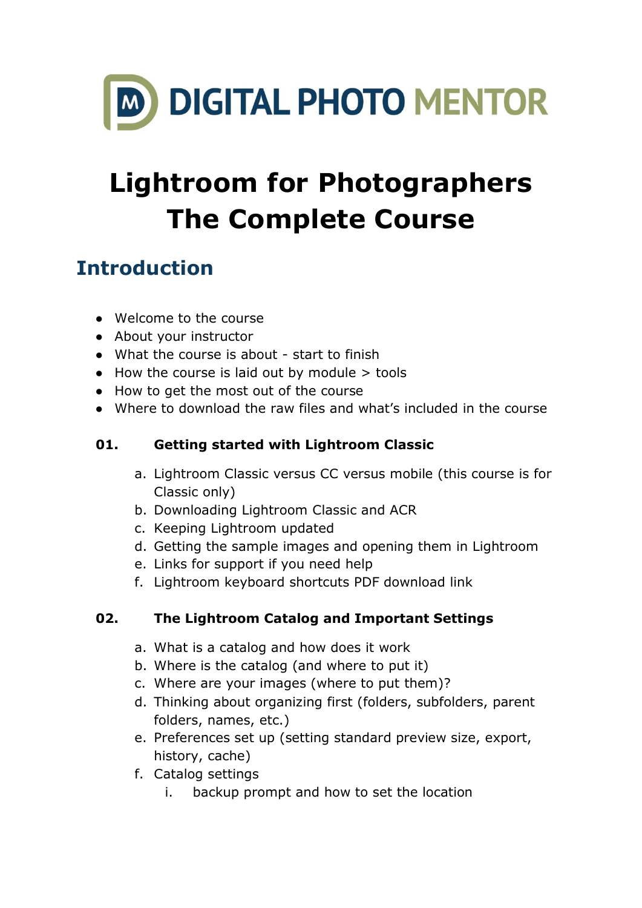DIGITAL PHOTO MENTOR

# Lightroom for Photographers
# The Complete Course

## Introduction

- Welcome to the course
- About your instructor
- What the course is about - start to finish
- How the course is laid out by module > tools
- How to get the most out of the course
- Where to download the raw files and what's included in the course

### 01. Getting started with Lightroom Classic

a. Lightroom Classic versus CC versus mobile (this course is for Classic only)
b. Downloading Lightroom Classic and ACR
c. Keeping Lightroom updated
d. Getting the sample images and opening them in Lightroom
e. Links for support if you need help
f. Lightroom keyboard shortcuts PDF download link

### 02. The Lightroom Catalog and Important Settings

a. What is a catalog and how does it work
b. Where is the catalog (and where to put it)
c. Where are your images (where to put them)?
d. Thinking about organizing first (folders, subfolders, parent folders, names, etc.)
e. Preferences set up (setting standard preview size, export, history, cache)
f. Catalog settings
    i. backup prompt and how to set the location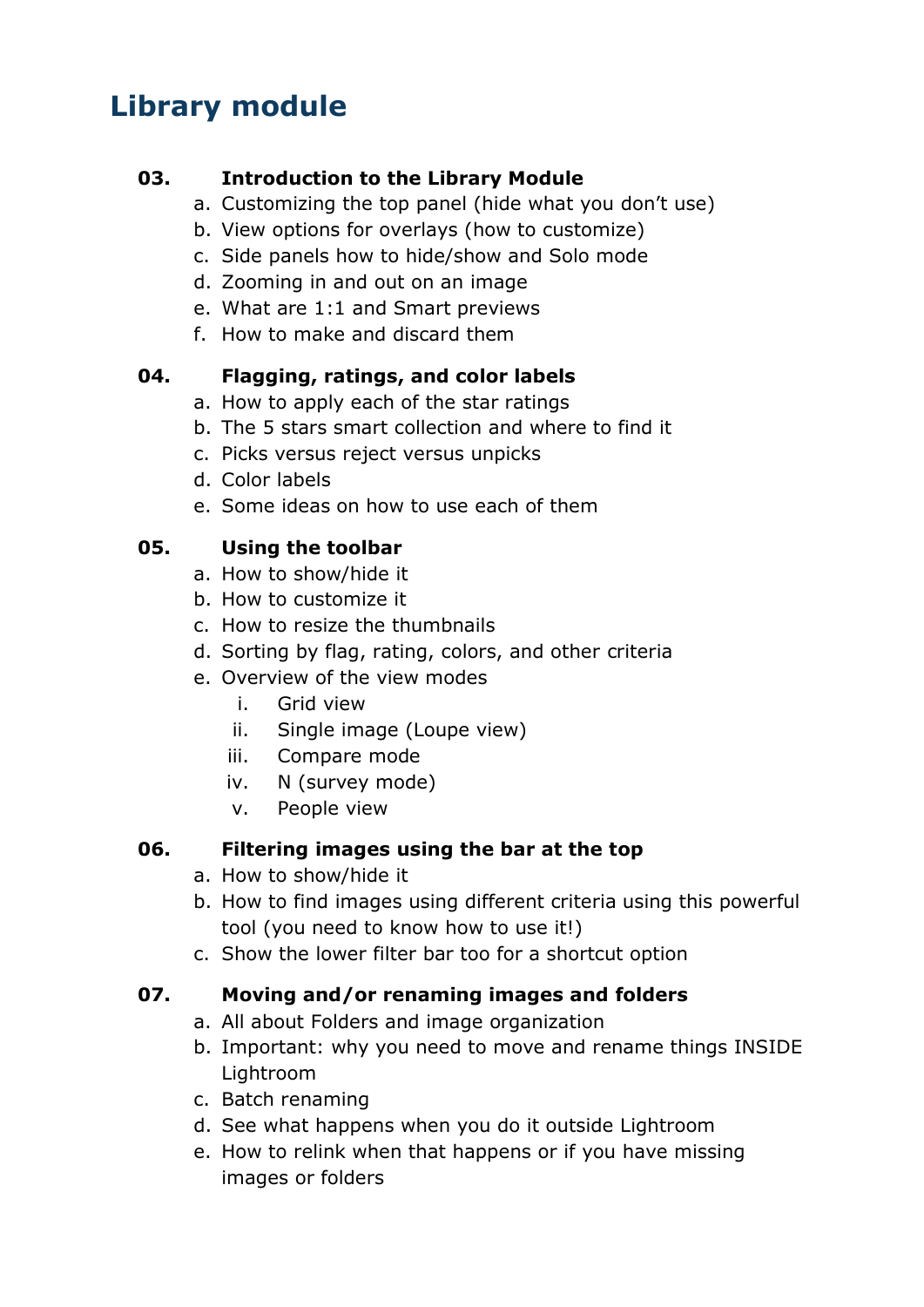# Library module

**03. Introduction to the Library Module**

a. Customizing the top panel (hide what you don't use)
b. View options for overlays (how to customize)
c. Side panels how to hide/show and Solo mode
d. Zooming in and out on an image
e. What are 1:1 and Smart previews
f. How to make and discard them

**04. Flagging, ratings, and color labels**

a. How to apply each of the star ratings
b. The 5 stars smart collection and where to find it
c. Picks versus reject versus unpicks
d. Color labels
e. Some ideas on how to use each of them

**05. Using the toolbar**

a. How to show/hide it
b. How to customize it
c. How to resize the thumbnails
d. Sorting by flag, rating, colors, and other criteria
e. Overview of the view modes
   i. Grid view
   ii. Single image (Loupe view)
   iii. Compare mode
   iv. N (survey mode)
   v. People view

**06. Filtering images using the bar at the top**

a. How to show/hide it
b. How to find images using different criteria using this powerful tool (you need to know how to use it!)
c. Show the lower filter bar too for a shortcut option

**07. Moving and/or renaming images and folders**

a. All about Folders and image organization
b. Important: why you need to move and rename things INSIDE Lightroom
c. Batch renaming
d. See what happens when you do it outside Lightroom
e. How to relink when that happens or if you have missing images or folders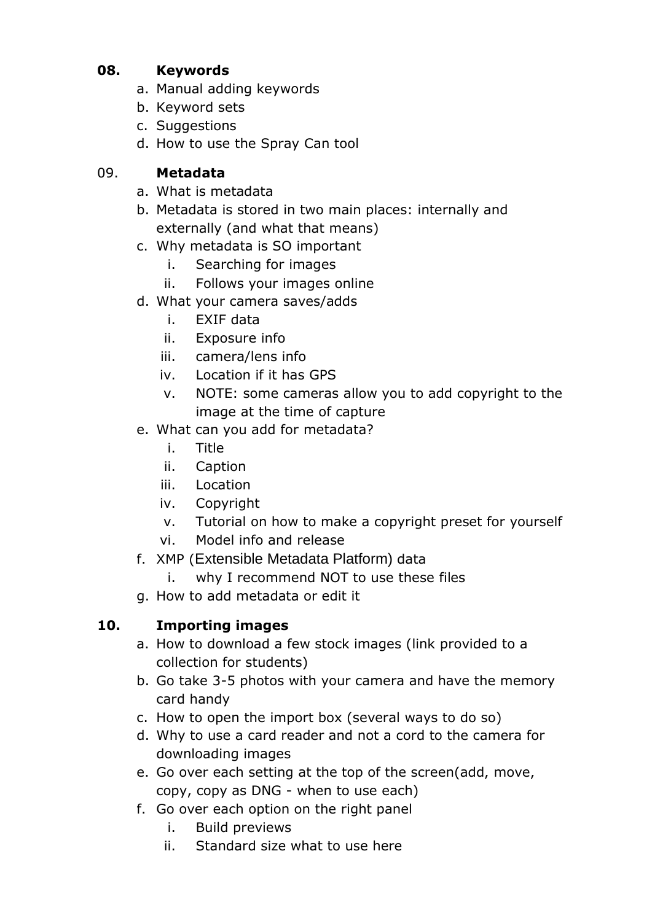**08. Keywords**

a. Manual adding keywords
b. Keyword sets
c. Suggestions
d. How to use the Spray Can tool

09. **Metadata**

a. What is metadata
b. Metadata is stored in two main places: internally and externally (and what that means)
c. Why metadata is SO important
    i. Searching for images
    ii. Follows your images online
d. What your camera saves/adds
    i. EXIF data
    ii. Exposure info
    iii. camera/lens info
    iv. Location if it has GPS
    v. NOTE: some cameras allow you to add copyright to the image at the time of capture
e. What can you add for metadata?
    i. Title
    ii. Caption
    iii. Location
    iv. Copyright
    v. Tutorial on how to make a copyright preset for yourself
    vi. Model info and release
f. XMP (Extensible Metadata Platform) data
    i. why I recommend NOT to use these files
g. How to add metadata or edit it

**10. Importing images**

a. How to download a few stock images (link provided to a collection for students)
b. Go take 3-5 photos with your camera and have the memory card handy
c. How to open the import box (several ways to do so)
d. Why to use a card reader and not a cord to the camera for downloading images
e. Go over each setting at the top of the screen(add, move, copy, copy as DNG - when to use each)
f. Go over each option on the right panel
    i. Build previews
    ii. Standard size what to use here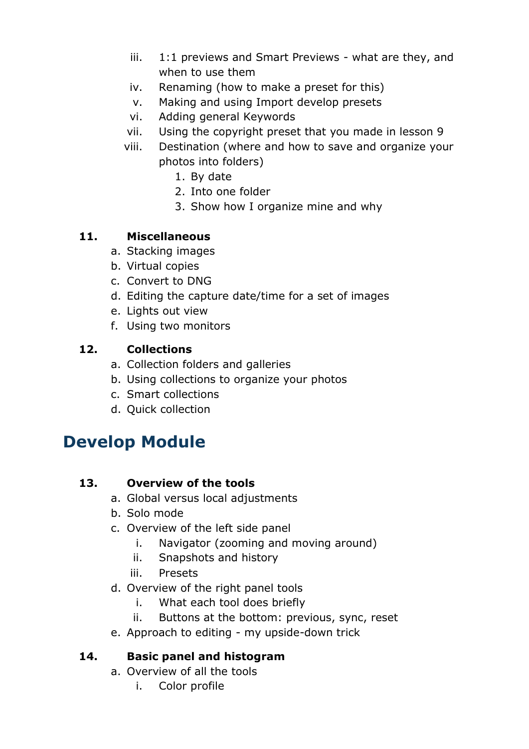iii. 1:1 previews and Smart Previews - what are they, and when to use them
   iv. Renaming (how to make a preset for this)
   v. Making and using Import develop presets
   vi. Adding general Keywords
   vii. Using the copyright preset that you made in lesson 9
   viii. Destination (where and how to save and organize your photos into folders)
      1. By date
      2. Into one folder
      3. Show how I organize mine and why

**11. Miscellaneous**

   a. Stacking images
   b. Virtual copies
   c. Convert to DNG
   d. Editing the capture date/time for a set of images
   e. Lights out view
   f. Using two monitors

**12. Collections**

   a. Collection folders and galleries
   b. Using collections to organize your photos
   c. Smart collections
   d. Quick collection

# Develop Module

**13. Overview of the tools**

   a. Global versus local adjustments
   b. Solo mode
   c. Overview of the left side panel
      i. Navigator (zooming and moving around)
      ii. Snapshots and history
      iii. Presets
   d. Overview of the right panel tools
      i. What each tool does briefly
      ii. Buttons at the bottom: previous, sync, reset
   e. Approach to editing - my upside-down trick

**14. Basic panel and histogram**

   a. Overview of all the tools
      i. Color profile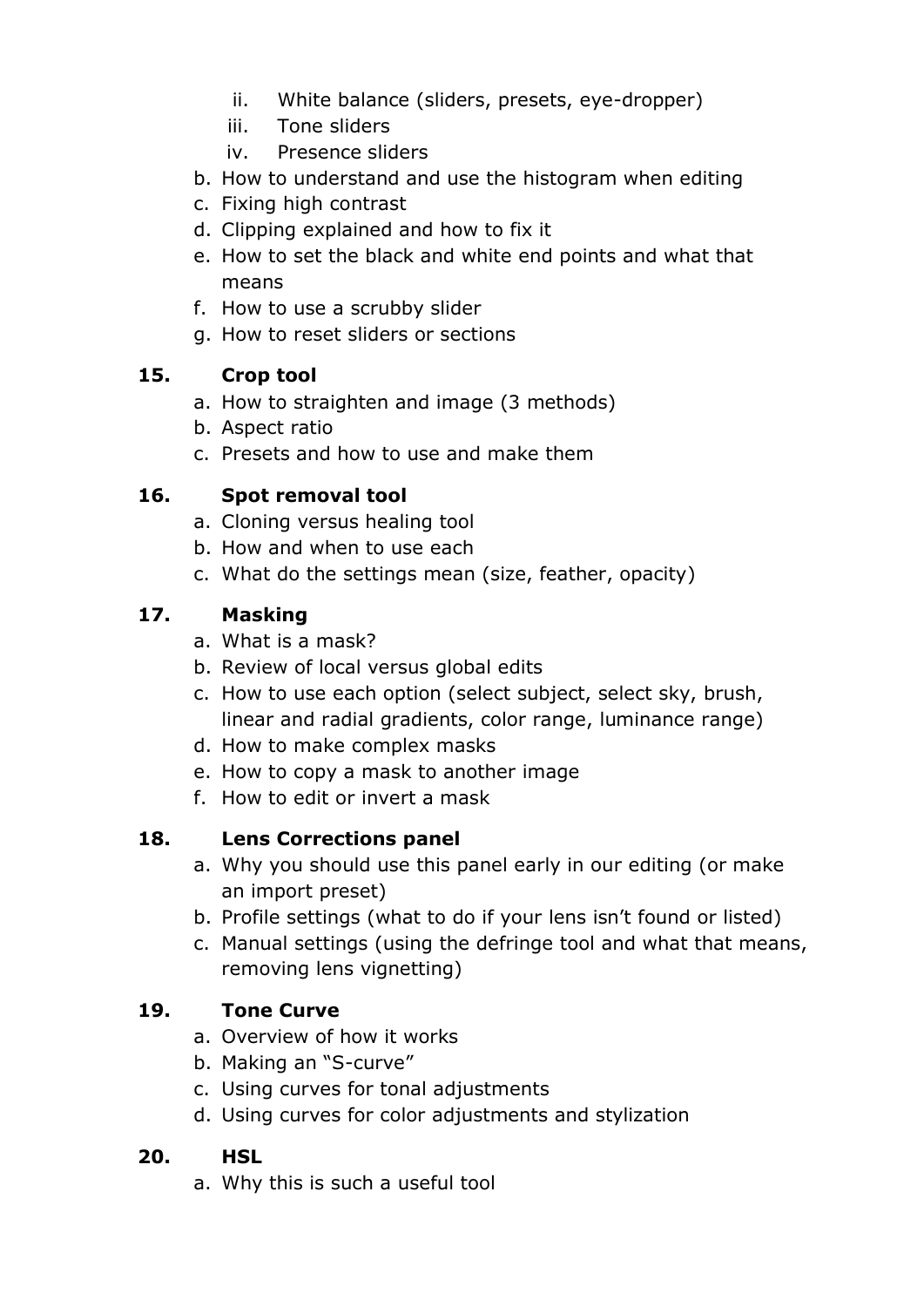ii. White balance (sliders, presets, eye-dropper)
   iii. Tone sliders
   iv. Presence sliders

b. How to understand and use the histogram when editing
c. Fixing high contrast
d. Clipping explained and how to fix it
e. How to set the black and white end points and what that means
f. How to use a scrubby slider
g. How to reset sliders or sections

**15. Crop tool**

a. How to straighten and image (3 methods)
b. Aspect ratio
c. Presets and how to use and make them

**16. Spot removal tool**

a. Cloning versus healing tool
b. How and when to use each
c. What do the settings mean (size, feather, opacity)

**17. Masking**

a. What is a mask?
b. Review of local versus global edits
c. How to use each option (select subject, select sky, brush, linear and radial gradients, color range, luminance range)
d. How to make complex masks
e. How to copy a mask to another image
f. How to edit or invert a mask

**18. Lens Corrections panel**

a. Why you should use this panel early in our editing (or make an import preset)
b. Profile settings (what to do if your lens isn't found or listed)
c. Manual settings (using the defringe tool and what that means, removing lens vignetting)

**19. Tone Curve**

a. Overview of how it works
b. Making an "S-curve"
c. Using curves for tonal adjustments
d. Using curves for color adjustments and stylization

**20. HSL**

a. Why this is such a useful tool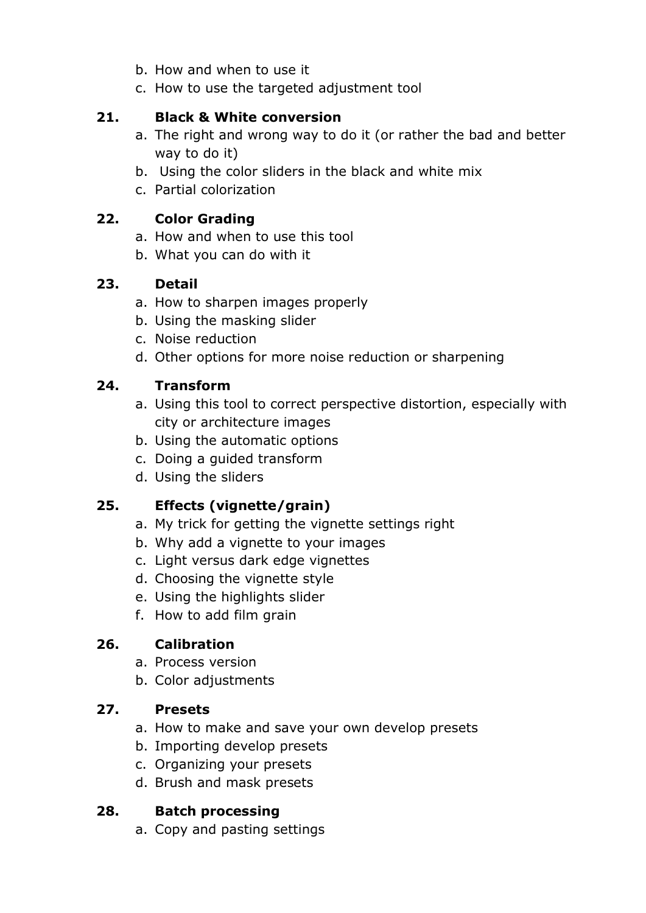b. How and when to use it
   c. How to use the targeted adjustment tool

**21. Black & White conversion**

   a. The right and wrong way to do it (or rather the bad and better way to do it)
   b. Using the color sliders in the black and white mix
   c. Partial colorization

**22. Color Grading**

   a. How and when to use this tool
   b. What you can do with it

**23. Detail**

   a. How to sharpen images properly
   b. Using the masking slider
   c. Noise reduction
   d. Other options for more noise reduction or sharpening

**24. Transform**

   a. Using this tool to correct perspective distortion, especially with city or architecture images
   b. Using the automatic options
   c. Doing a guided transform
   d. Using the sliders

**25. Effects (vignette/grain)**

   a. My trick for getting the vignette settings right
   b. Why add a vignette to your images
   c. Light versus dark edge vignettes
   d. Choosing the vignette style
   e. Using the highlights slider
   f. How to add film grain

**26. Calibration**

   a. Process version
   b. Color adjustments

**27. Presets**

   a. How to make and save your own develop presets
   b. Importing develop presets
   c. Organizing your presets
   d. Brush and mask presets

**28. Batch processing**

   a. Copy and pasting settings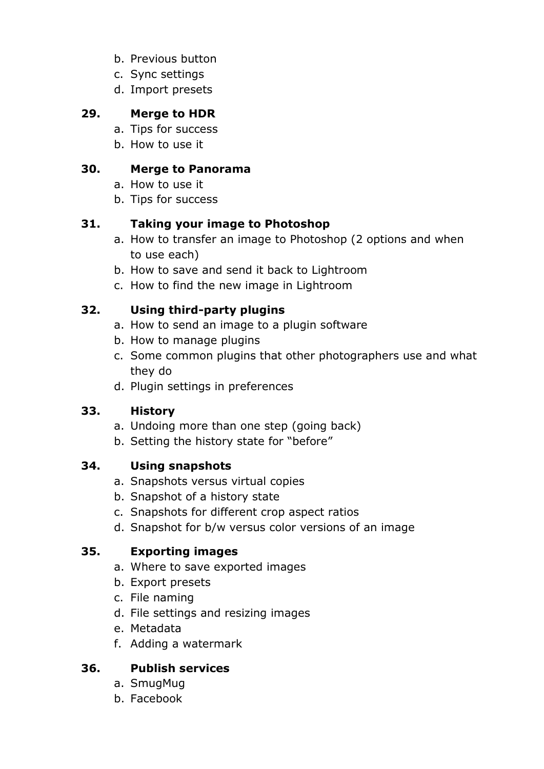b. Previous button
   c. Sync settings
   d. Import presets

**29. Merge to HDR**

   a. Tips for success
   b. How to use it

**30. Merge to Panorama**

   a. How to use it
   b. Tips for success

**31. Taking your image to Photoshop**

   a. How to transfer an image to Photoshop (2 options and when to use each)
   b. How to save and send it back to Lightroom
   c. How to find the new image in Lightroom

**32. Using third-party plugins**

   a. How to send an image to a plugin software
   b. How to manage plugins
   c. Some common plugins that other photographers use and what they do
   d. Plugin settings in preferences

**33. History**

   a. Undoing more than one step (going back)
   b. Setting the history state for "before"

**34. Using snapshots**

   a. Snapshots versus virtual copies
   b. Snapshot of a history state
   c. Snapshots for different crop aspect ratios
   d. Snapshot for b/w versus color versions of an image

**35. Exporting images**

   a. Where to save exported images
   b. Export presets
   c. File naming
   d. File settings and resizing images
   e. Metadata
   f. Adding a watermark

**36. Publish services**

   a. SmugMug
   b. Facebook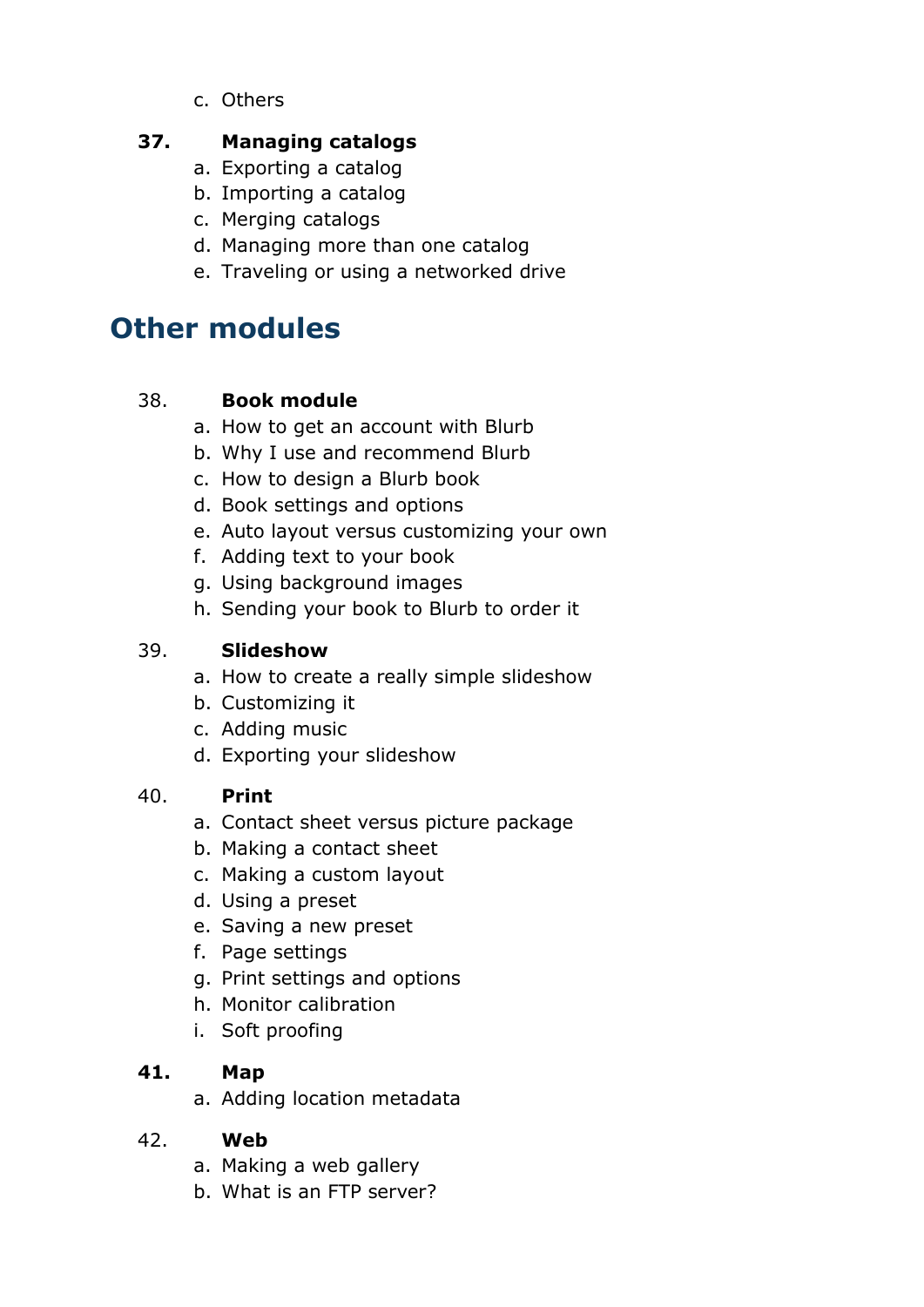c. Others

**37. Managing catalogs**

a. Exporting a catalog
b. Importing a catalog
c. Merging catalogs
d. Managing more than one catalog
e. Traveling or using a networked drive

# Other modules

38. **Book module**

a. How to get an account with Blurb
b. Why I use and recommend Blurb
c. How to design a Blurb book
d. Book settings and options
e. Auto layout versus customizing your own
f. Adding text to your book
g. Using background images
h. Sending your book to Blurb to order it

39. **Slideshow**

a. How to create a really simple slideshow
b. Customizing it
c. Adding music
d. Exporting your slideshow

40. **Print**

a. Contact sheet versus picture package
b. Making a contact sheet
c. Making a custom layout
d. Using a preset
e. Saving a new preset
f. Page settings
g. Print settings and options
h. Monitor calibration
i. Soft proofing

**41. Map**

a. Adding location metadata

42. **Web**

a. Making a web gallery
b. What is an FTP server?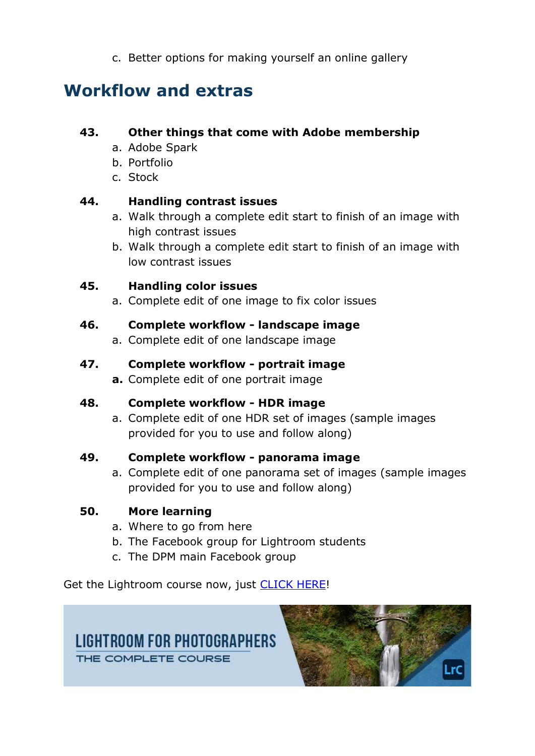c. Better options for making yourself an online gallery

## Workflow and extras

**43. Other things that come with Adobe membership**

a. Adobe Spark
b. Portfolio
c. Stock

**44. Handling contrast issues**

a. Walk through a complete edit start to finish of an image with high contrast issues
b. Walk through a complete edit start to finish of an image with low contrast issues

**45. Handling color issues**

a. Complete edit of one image to fix color issues

**46. Complete workflow - landscape image**

a. Complete edit of one landscape image

**47. Complete workflow - portrait image**

a. Complete edit of one portrait image

**48. Complete workflow - HDR image**

a. Complete edit of one HDR set of images (sample images provided for you to use and follow along)

**49. Complete workflow - panorama image**

a. Complete edit of one panorama set of images (sample images provided for you to use and follow along)

**50. More learning**

a. Where to go from here
b. The Facebook group for Lightroom students
c. The DPM main Facebook group

Get the Lightroom course now, just CLICK HERE!

LIGHTROOM FOR PHOTOGRAPHERS
THE COMPLETE COURSE